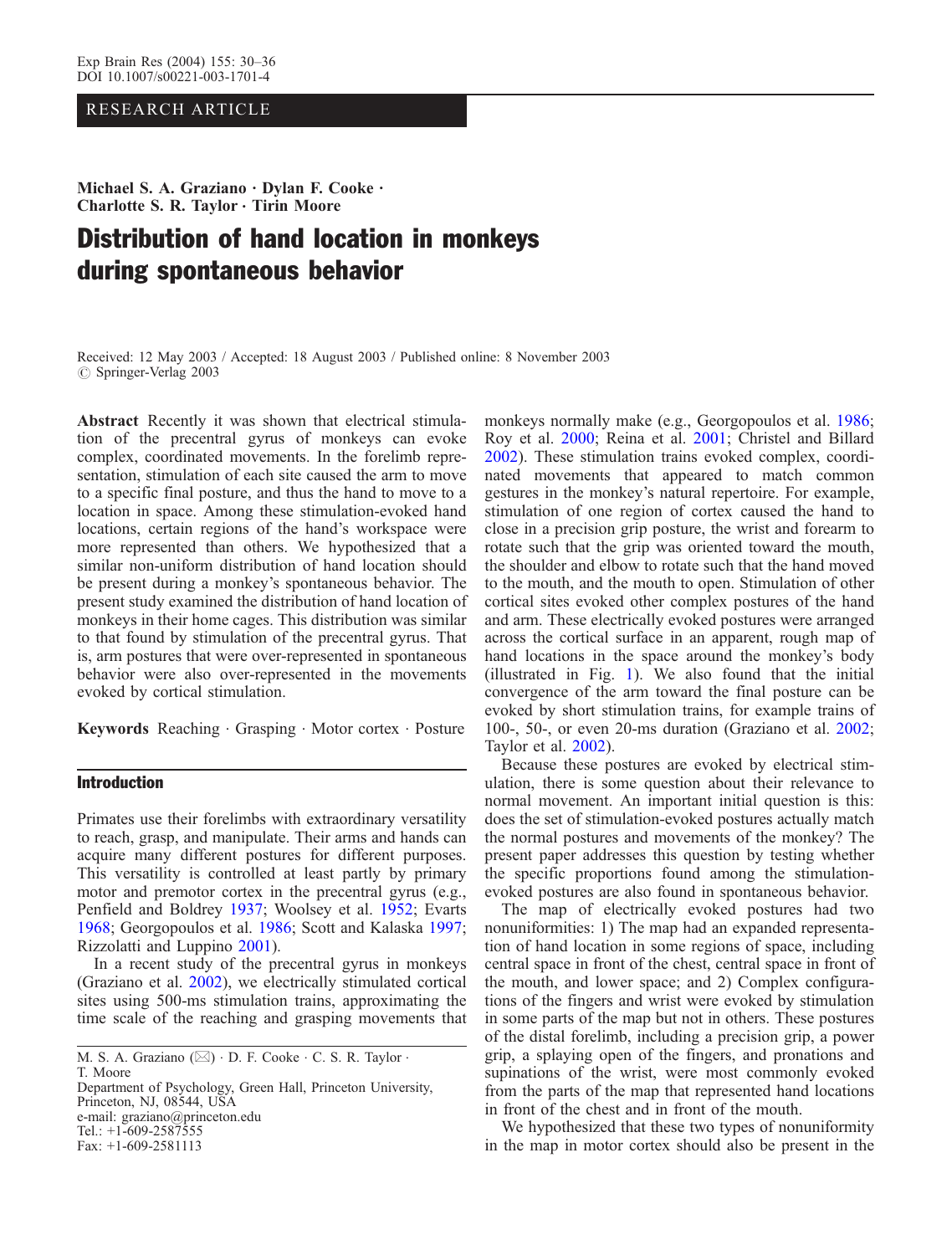RESEARCH ARTICLE

**Michael S. A. Graziano · Dylan F. Cooke · Charlotte S. R. Taylor · Tirin Moore**

# Distribution of hand location in monkeys during spontaneous behavior

Received: 12 May 2003 / Accepted: 18 August 2003 / Published online: 8 November 2003
© Springer-Verlag 2003

**Abstract** Recently it was shown that electrical stimulation of the precentral gyrus of monkeys can evoke complex, coordinated movements. In the forelimb representation, stimulation of each site caused the arm to move to a specific final posture, and thus the hand to move to a location in space. Among these stimulation-evoked hand locations, certain regions of the hand's workspace were more represented than others. We hypothesized that a similar non-uniform distribution of hand location should be present during a monkey's spontaneous behavior. The present study examined the distribution of hand location of monkeys in their home cages. This distribution was similar to that found by stimulation of the precentral gyrus. That is, arm postures that were over-represented in spontaneous behavior were also over-represented in the movements evoked by cortical stimulation.

**Keywords** Reaching · Grasping · Motor cortex · Posture

## Introduction

Primates use their forelimbs with extraordinary versatility to reach, grasp, and manipulate. Their arms and hands can acquire many different postures for different purposes. This versatility is controlled at least partly by primary motor and premotor cortex in the precentral gyrus (e.g., Penfield and Boldrey 1937; Woolsey et al. 1952; Evarts 1968; Georgopoulos et al. 1986; Scott and Kalaska 1997; Rizzolatti and Luppino 2001).

In a recent study of the precentral gyrus in monkeys (Graziano et al. 2002), we electrically stimulated cortical sites using 500-ms stimulation trains, approximating the time scale of the reaching and grasping movements that monkeys normally make (e.g., Georgopoulos et al. 1986; Roy et al. 2000; Reina et al. 2001; Christel and Billard 2002). These stimulation trains evoked complex, coordinated movements that appeared to match common gestures in the monkey's natural repertoire. For example, stimulation of one region of cortex caused the hand to close in a precision grip posture, the wrist and forearm to rotate such that the grip was oriented toward the mouth, the shoulder and elbow to rotate such that the hand moved to the mouth, and the mouth to open. Stimulation of other cortical sites evoked other complex postures of the hand and arm. These electrically evoked postures were arranged across the cortical surface in an apparent, rough map of hand locations in the space around the monkey's body (illustrated in Fig. 1). We also found that the initial convergence of the arm toward the final posture can be evoked by short stimulation trains, for example trains of 100-, 50-, or even 20-ms duration (Graziano et al. 2002; Taylor et al. 2002).

Because these postures are evoked by electrical stimulation, there is some question about their relevance to normal movement. An important initial question is this: does the set of stimulation-evoked postures actually match the normal postures and movements of the monkey? The present paper addresses this question by testing whether the specific proportions found among the stimulation-evoked postures are also found in spontaneous behavior.

The map of electrically evoked postures had two nonuniformities: 1) The map had an expanded representation of hand location in some regions of space, including central space in front of the chest, central space in front of the mouth, and lower space; and 2) Complex configurations of the fingers and wrist were evoked by stimulation in some parts of the map but not in others. These postures of the distal forelimb, including a precision grip, a power grip, a splaying open of the fingers, and pronations and supinations of the wrist, were most commonly evoked from the parts of the map that represented hand locations in front of the chest and in front of the mouth.

We hypothesized that these two types of nonuniformity in the map in motor cortex should also be present in the

M. S. A. Graziano (✉) · D. F. Cooke · C. S. R. Taylor · T. Moore
Department of Psychology, Green Hall, Princeton University, Princeton, NJ, 08544, USA
e-mail: graziano@princeton.edu
Tel.: +1-609-2587555
Fax: +1-609-2581113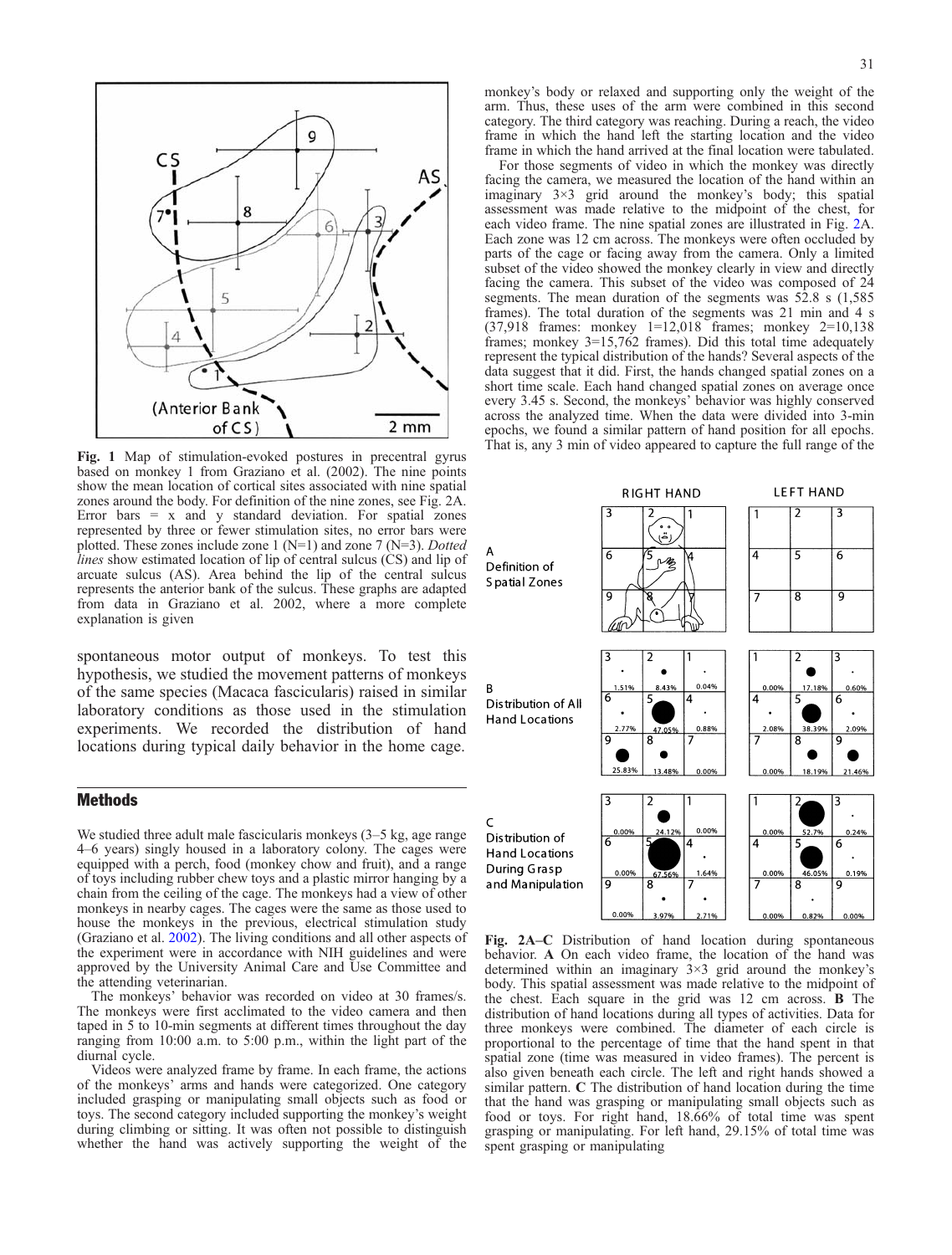**Fig. 1** Map of stimulation-evoked postures in precentral gyrus based on monkey 1 from Graziano et al. (2002). The nine points show the mean location of cortical sites associated with nine spatial zones around the body. For definition of the nine zones, see Fig. 2A. Error bars = x and y standard deviation. For spatial zones represented by three or fewer stimulation sites, no error bars were plotted. These zones include zone 1 (N=1) and zone 7 (N=3). *Dotted lines* show estimated location of lip of central sulcus (CS) and lip of arcuate sulcus (AS). Area behind the lip of the central sulcus represents the anterior bank of the sulcus. These graphs are adapted from data in Graziano et al. 2002, where a more complete explanation is given

spontaneous motor output of monkeys. To test this hypothesis, we studied the movement patterns of monkeys of the same species (Macaca fascicularis) raised in similar laboratory conditions as those used in the stimulation experiments. We recorded the distribution of hand locations during typical daily behavior in the home cage.

## Methods

We studied three adult male fascicularis monkeys (3–5 kg, age range 4–6 years) singly housed in a laboratory colony. The cages were equipped with a perch, food (monkey chow and fruit), and a range of toys including rubber chew toys and a plastic mirror hanging by a chain from the ceiling of the cage. The monkeys had a view of other monkeys in nearby cages. The cages were the same as those used to house the monkeys in the previous, electrical stimulation study (Graziano et al. 2002). The living conditions and all other aspects of the experiment were in accordance with NIH guidelines and were approved by the University Animal Care and Use Committee and the attending veterinarian.

The monkeys' behavior was recorded on video at 30 frames/s. The monkeys were first acclimated to the video camera and then taped in 5 to 10-min segments at different times throughout the day ranging from 10:00 a.m. to 5:00 p.m., within the light part of the diurnal cycle.

Videos were analyzed frame by frame. In each frame, the actions of the monkeys' arms and hands were categorized. One category included grasping or manipulating small objects such as food or toys. The second category included supporting the monkey's weight during climbing or sitting. It was often not possible to distinguish whether the hand was actively supporting the weight of the monkey's body or relaxed and supporting only the weight of the arm. Thus, these uses of the arm were combined in this second category. The third category was reaching. During a reach, the video frame in which the hand left the starting location and the video frame in which the hand arrived at the final location were tabulated.

For those segments of video in which the monkey was directly facing the camera, we measured the location of the hand within an imaginary 3×3 grid around the monkey's body; this spatial assessment was made relative to the midpoint of the chest, for each video frame. The nine spatial zones are illustrated in Fig. 2A. Each zone was 12 cm across. The monkeys were often occluded by parts of the cage or facing away from the camera. Only a limited subset of the video showed the monkey clearly in view and directly facing the camera. This subset of the video was composed of 24 segments. The mean duration of the segments was 52.8 s (1,585 frames). The total duration of the segments was 21 min and 4 s (37,918 frames: monkey 1=12,018 frames; monkey 2=10,138 frames; monkey 3=15,762 frames). Did this total time adequately represent the typical distribution of the hands? Several aspects of the data suggest that it did. First, the hands changed spatial zones on a short time scale. Each hand changed spatial zones on average once every 3.45 s. Second, the monkeys' behavior was highly conserved across the analyzed time. When the data were divided into 3-min epochs, we found a similar pattern of hand position for all epochs. That is, any 3 min of video appeared to capture the full range of the

**Fig. 2A–C** Distribution of hand location during spontaneous behavior. **A** On each video frame, the location of the hand was determined within an imaginary 3×3 grid around the monkey's body. This spatial assessment was made relative to the midpoint of the chest. Each square in the grid was 12 cm across. **B** The distribution of hand locations during all types of activities. Data for three monkeys were combined. The diameter of each circle is proportional to the percentage of time that the hand spent in that spatial zone (time was measured in video frames). The percent is also given beneath each circle. The left and right hands showed a similar pattern. **C** The distribution of hand location during the time that the hand was grasping or manipulating small objects such as food or toys. For right hand, 18.66% of total time was spent grasping or manipulating. For left hand, 29.15% of total time was spent grasping or manipulating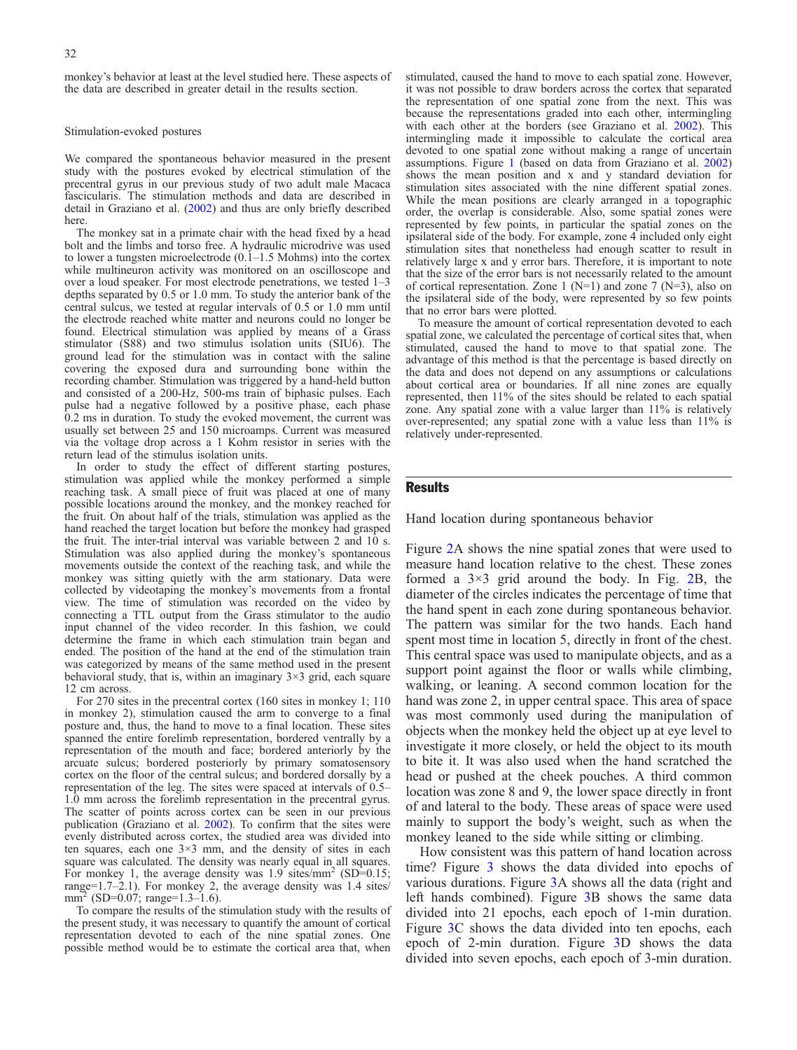monkey's behavior at least at the level studied here. These aspects of the data are described in greater detail in the results section.

### Stimulation-evoked postures

We compared the spontaneous behavior measured in the present study with the postures evoked by electrical stimulation of the precentral gyrus in our previous study of two adult male Macaca fascicularis. The stimulation methods and data are described in detail in Graziano et al. (2002) and thus are only briefly described here.

The monkey sat in a primate chair with the head fixed by a head bolt and the limbs and torso free. A hydraulic microdrive was used to lower a tungsten microelectrode (0.1–1.5 Mohms) into the cortex while multineuron activity was monitored on an oscilloscope and over a loud speaker. For most electrode penetrations, we tested 1–3 depths separated by 0.5 or 1.0 mm. To study the anterior bank of the central sulcus, we tested at regular intervals of 0.5 or 1.0 mm until the electrode reached white matter and neurons could no longer be found. Electrical stimulation was applied by means of a Grass stimulator (S88) and two stimulus isolation units (SIU6). The ground lead for the stimulation was in contact with the saline covering the exposed dura and surrounding bone within the recording chamber. Stimulation was triggered by a hand-held button and consisted of a 200-Hz, 500-ms train of biphasic pulses. Each pulse had a negative followed by a positive phase, each phase 0.2 ms in duration. To study the evoked movement, the current was usually set between 25 and 150 microamps. Current was measured via the voltage drop across a 1 Kohm resistor in series with the return lead of the stimulus isolation units.

In order to study the effect of different starting postures, stimulation was applied while the monkey performed a simple reaching task. A small piece of fruit was placed at one of many possible locations around the monkey, and the monkey reached for the fruit. On about half of the trials, stimulation was applied as the hand reached the target location but before the monkey had grasped the fruit. The inter-trial interval was variable between 2 and 10 s. Stimulation was also applied during the monkey's spontaneous movements outside the context of the reaching task, and while the monkey was sitting quietly with the arm stationary. Data were collected by videotaping the monkey's movements from a frontal view. The time of stimulation was recorded on the video by connecting a TTL output from the Grass stimulator to the audio input channel of the video recorder. In this fashion, we could determine the frame in which each stimulation train began and ended. The position of the hand at the end of the stimulation train was categorized by means of the same method used in the present behavioral study, that is, within an imaginary 3×3 grid, each square 12 cm across.

For 270 sites in the precentral cortex (160 sites in monkey 1; 110 in monkey 2), stimulation caused the arm to converge to a final posture and, thus, the hand to move to a final location. These sites spanned the entire forelimb representation, bordered ventrally by a representation of the mouth and face; bordered anteriorly by the arcuate sulcus; bordered posteriorly by primary somatosensory cortex on the floor of the central sulcus; and bordered dorsally by a representation of the leg. The sites were spaced at intervals of 0.5–1.0 mm across the forelimb representation in the precentral gyrus. The scatter of points across cortex can be seen in our previous publication (Graziano et al. 2002). To confirm that the sites were evenly distributed across cortex, the studied area was divided into ten squares, each one 3×3 mm, and the density of sites in each square was calculated. The density was nearly equal in all squares. For monkey 1, the average density was 1.9 sites/mm$^2$ (SD=0.15; range=1.7–2.1). For monkey 2, the average density was 1.4 sites/mm$^2$ (SD=0.07; range=1.3–1.6).

To compare the results of the stimulation study with the results of the present study, it was necessary to quantify the amount of cortical representation devoted to each of the nine spatial zones. One possible method would be to estimate the cortical area that, when stimulated, caused the hand to move to each spatial zone. However, it was not possible to draw borders across the cortex that separated the representation of one spatial zone from the next. This was because the representations graded into each other, intermingling with each other at the borders (see Graziano et al. 2002). This intermingling made it impossible to calculate the cortical area devoted to one spatial zone without making a range of uncertain assumptions. Figure 1 (based on data from Graziano et al. 2002) shows the mean position and x and y standard deviation for stimulation sites associated with the nine different spatial zones. While the mean positions are clearly arranged in a topographic order, the overlap is considerable. Also, some spatial zones were represented by few points, in particular the spatial zones on the ipsilateral side of the body. For example, zone 4 included only eight stimulation sites that nonetheless had enough scatter to result in relatively large x and y error bars. Therefore, it is important to note that the size of the error bars is not necessarily related to the amount of cortical representation. Zone 1 (N=1) and zone 7 (N=3), also on the ipsilateral side of the body, were represented by so few points that no error bars were plotted.

To measure the amount of cortical representation devoted to each spatial zone, we calculated the percentage of cortical sites that, when stimulated, caused the hand to move to that spatial zone. The advantage of this method is that the percentage is based directly on the data and does not depend on any assumptions or calculations about cortical area or boundaries. If all nine zones are equally represented, then 11% of the sites should be related to each spatial zone. Any spatial zone with a value larger than 11% is relatively over-represented; any spatial zone with a value less than 11% is relatively under-represented.

## Results

### Hand location during spontaneous behavior

Figure 2A shows the nine spatial zones that were used to measure hand location relative to the chest. These zones formed a 3×3 grid around the body. In Fig. 2B, the diameter of the circles indicates the percentage of time that the hand spent in each zone during spontaneous behavior. The pattern was similar for the two hands. Each hand spent most time in location 5, directly in front of the chest. This central space was used to manipulate objects, and as a support point against the floor or walls while climbing, walking, or leaning. A second common location for the hand was zone 2, in upper central space. This area of space was most commonly used during the manipulation of objects when the monkey held the object up at eye level to investigate it more closely, or held the object to its mouth to bite it. It was also used when the hand scratched the head or pushed at the cheek pouches. A third common location was zone 8 and 9, the lower space directly in front of and lateral to the body. These areas of space were used mainly to support the body's weight, such as when the monkey leaned to the side while sitting or climbing.

How consistent was this pattern of hand location across time? Figure 3 shows the data divided into epochs of various durations. Figure 3A shows all the data (right and left hands combined). Figure 3B shows the same data divided into 21 epochs, each epoch of 1-min duration. Figure 3C shows the data divided into ten epochs, each epoch of 2-min duration. Figure 3D shows the data divided into seven epochs, each epoch of 3-min duration.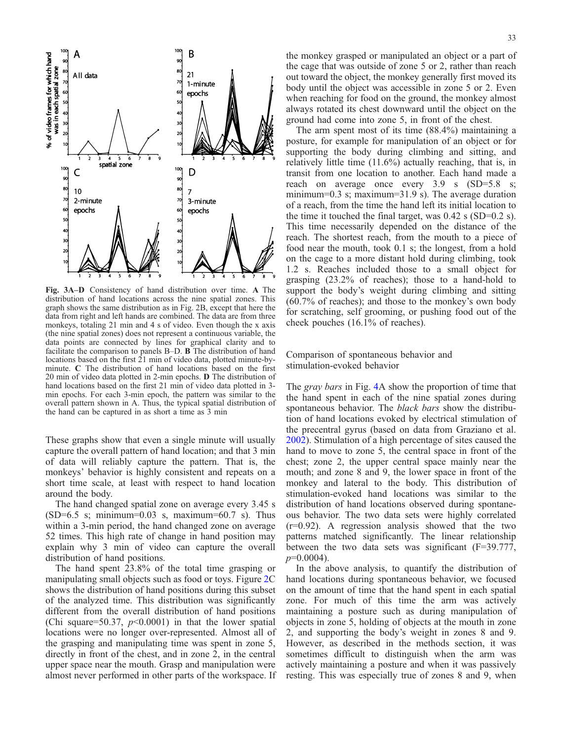**Fig. 3A–D** Consistency of hand distribution over time. **A** The distribution of hand locations across the nine spatial zones. This graph shows the same distribution as in Fig. 2B, except that here the data from right and left hands are combined. The data are from three monkeys, totaling 21 min and 4 s of video. Even though the x axis (the nine spatial zones) does not represent a continuous variable, the data points are connected by lines for graphical clarity and to facilitate the comparison to panels B–D. **B** The distribution of hand locations based on the first 21 min of video data, plotted minute-by-minute. **C** The distribution of hand locations based on the first 20 min of video data plotted in 2-min epochs. **D** The distribution of hand locations based on the first 21 min of video data plotted in 3-min epochs. For each 3-min epoch, the pattern was similar to the overall pattern shown in A. Thus, the typical spatial distribution of the hand can be captured in as short a time as 3 min

These graphs show that even a single minute will usually capture the overall pattern of hand location; and that 3 min of data will reliably capture the pattern. That is, the monkeys' behavior is highly consistent and repeats on a short time scale, at least with respect to hand location around the body.

The hand changed spatial zone on average every 3.45 s (SD=6.5 s; minimum=0.03 s, maximum=60.7 s). Thus within a 3-min period, the hand changed zone on average 52 times. This high rate of change in hand position may explain why 3 min of video can capture the overall distribution of hand positions.

The hand spent 23.8% of the total time grasping or manipulating small objects such as food or toys. Figure 2C shows the distribution of hand positions during this subset of the analyzed time. This distribution was significantly different from the overall distribution of hand positions (Chi square=50.37, $p$<0.0001) in that the lower spatial locations were no longer over-represented. Almost all of the grasping and manipulating time was spent in zone 5, directly in front of the chest, and in zone 2, in the central upper space near the mouth. Grasp and manipulation were almost never performed in other parts of the workspace. If the monkey grasped or manipulated an object or a part of the cage that was outside of zone 5 or 2, rather than reach out toward the object, the monkey generally first moved its body until the object was accessible in zone 5 or 2. Even when reaching for food on the ground, the monkey almost always rotated its chest downward until the object on the ground had come into zone 5, in front of the chest.

The arm spent most of its time (88.4%) maintaining a posture, for example for manipulation of an object or for supporting the body during climbing and sitting, and relatively little time (11.6%) actually reaching, that is, in transit from one location to another. Each hand made a reach on average once every 3.9 s (SD=5.8 s; minimum=0.3 s; maximum=31.9 s). The average duration of a reach, from the time the hand left its initial location to the time it touched the final target, was 0.42 s (SD=0.2 s). This time necessarily depended on the distance of the reach. The shortest reach, from the mouth to a piece of food near the mouth, took 0.1 s; the longest, from a hold on the cage to a more distant hold during climbing, took 1.2 s. Reaches included those to a small object for grasping (23.2% of reaches); those to a hand-hold to support the body's weight during climbing and sitting (60.7% of reaches); and those to the monkey's own body for scratching, self grooming, or pushing food out of the cheek pouches (16.1% of reaches).

## Comparison of spontaneous behavior and stimulation-evoked behavior

The *gray bars* in Fig. 4A show the proportion of time that the hand spent in each of the nine spatial zones during spontaneous behavior. The *black bars* show the distribution of hand locations evoked by electrical stimulation of the precentral gyrus (based on data from Graziano et al. 2002). Stimulation of a high percentage of sites caused the hand to move to zone 5, the central space in front of the chest; zone 2, the upper central space mainly near the mouth; and zone 8 and 9, the lower space in front of the monkey and lateral to the body. This distribution of stimulation-evoked hand locations was similar to the distribution of hand locations observed during spontaneous behavior. The two data sets were highly correlated (r=0.92). A regression analysis showed that the two patterns matched significantly. The linear relationship between the two data sets was significant (F=39.777, $p$=0.0004).

In the above analysis, to quantify the distribution of hand locations during spontaneous behavior, we focused on the amount of time that the hand spent in each spatial zone. For much of this time the arm was actively maintaining a posture such as during manipulation of objects in zone 5, holding of objects at the mouth in zone 2, and supporting the body's weight in zones 8 and 9. However, as described in the methods section, it was sometimes difficult to distinguish when the arm was actively maintaining a posture and when it was passively resting. This was especially true of zones 8 and 9, when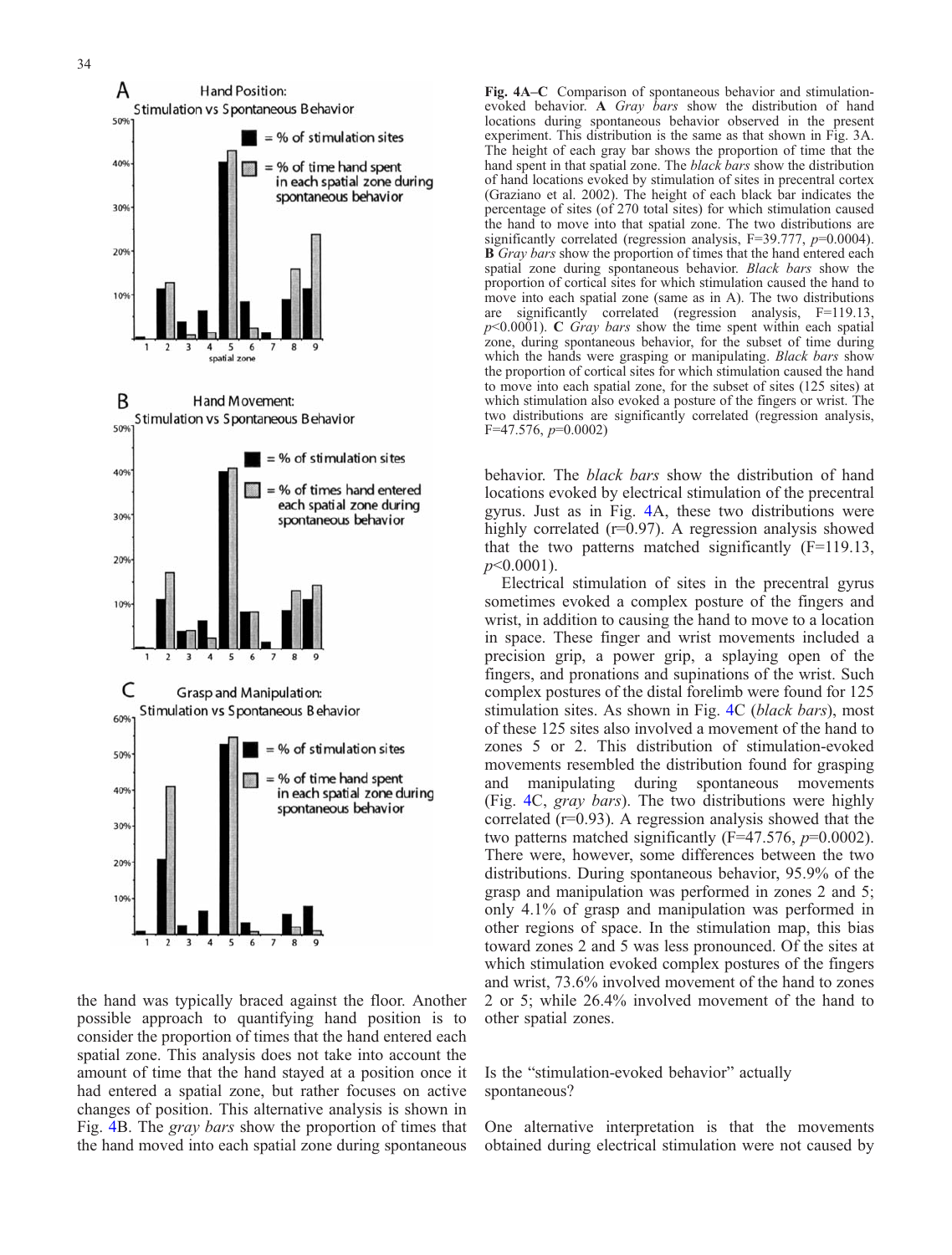**Fig. 4A–C** Comparison of spontaneous behavior and stimulation-evoked behavior. **A** *Gray bars* show the distribution of hand locations during spontaneous behavior observed in the present experiment. This distribution is the same as that shown in Fig. 3A. The height of each gray bar shows the proportion of time that the hand spent in that spatial zone. The *black bars* show the distribution of hand locations evoked by stimulation of sites in precentral cortex (Graziano et al. 2002). The height of each black bar indicates the percentage of sites (of 270 total sites) for which stimulation caused the hand to move into that spatial zone. The two distributions are significantly correlated (regression analysis, F=39.777, $p$=0.0004). **B** *Gray bars* show the proportion of times that the hand entered each spatial zone during spontaneous behavior. *Black bars* show the proportion of cortical sites for which stimulation caused the hand to move into each spatial zone (same as in A). The two distributions are significantly correlated (regression analysis, F=119.13, $p$<0.0001). **C** *Gray bars* show the time spent within each spatial zone, during spontaneous behavior, for the subset of time during which the hands were grasping or manipulating. *Black bars* show the proportion of cortical sites for which stimulation caused the hand to move into each spatial zone, for the subset of sites (125 sites) at which stimulation also evoked a posture of the fingers or wrist. The two distributions are significantly correlated (regression analysis, F=47.576, $p$=0.0002)

the hand was typically braced against the floor. Another possible approach to quantifying hand position is to consider the proportion of times that the hand entered each spatial zone. This analysis does not take into account the amount of time that the hand stayed at a position once it had entered a spatial zone, but rather focuses on active changes of position. This alternative analysis is shown in Fig. 4B. The *gray bars* show the proportion of times that the hand moved into each spatial zone during spontaneous behavior. The *black bars* show the distribution of hand locations evoked by electrical stimulation of the precentral gyrus. Just as in Fig. 4A, these two distributions were highly correlated (r=0.97). A regression analysis showed that the two patterns matched significantly (F=119.13, $p$<0.0001).

Electrical stimulation of sites in the precentral gyrus sometimes evoked a complex posture of the fingers and wrist, in addition to causing the hand to move to a location in space. These finger and wrist movements included a precision grip, a power grip, a splaying open of the fingers, and pronations and supinations of the wrist. Such complex postures of the distal forelimb were found for 125 stimulation sites. As shown in Fig. 4C (*black bars*), most of these 125 sites also involved a movement of the hand to zones 5 or 2. This distribution of stimulation-evoked movements resembled the distribution found for grasping and manipulating during spontaneous movements (Fig. 4C, *gray bars*). The two distributions were highly correlated (r=0.93). A regression analysis showed that the two patterns matched significantly (F=47.576, $p$=0.0002). There were, however, some differences between the two distributions. During spontaneous behavior, 95.9% of the grasp and manipulation was performed in zones 2 and 5; only 4.1% of grasp and manipulation was performed in other regions of space. In the stimulation map, this bias toward zones 2 and 5 was less pronounced. Of the sites at which stimulation evoked complex postures of the fingers and wrist, 73.6% involved movement of the hand to zones 2 or 5; while 26.4% involved movement of the hand to other spatial zones.

## Is the "stimulation-evoked behavior" actually spontaneous?

One alternative interpretation is that the movements obtained during electrical stimulation were not caused by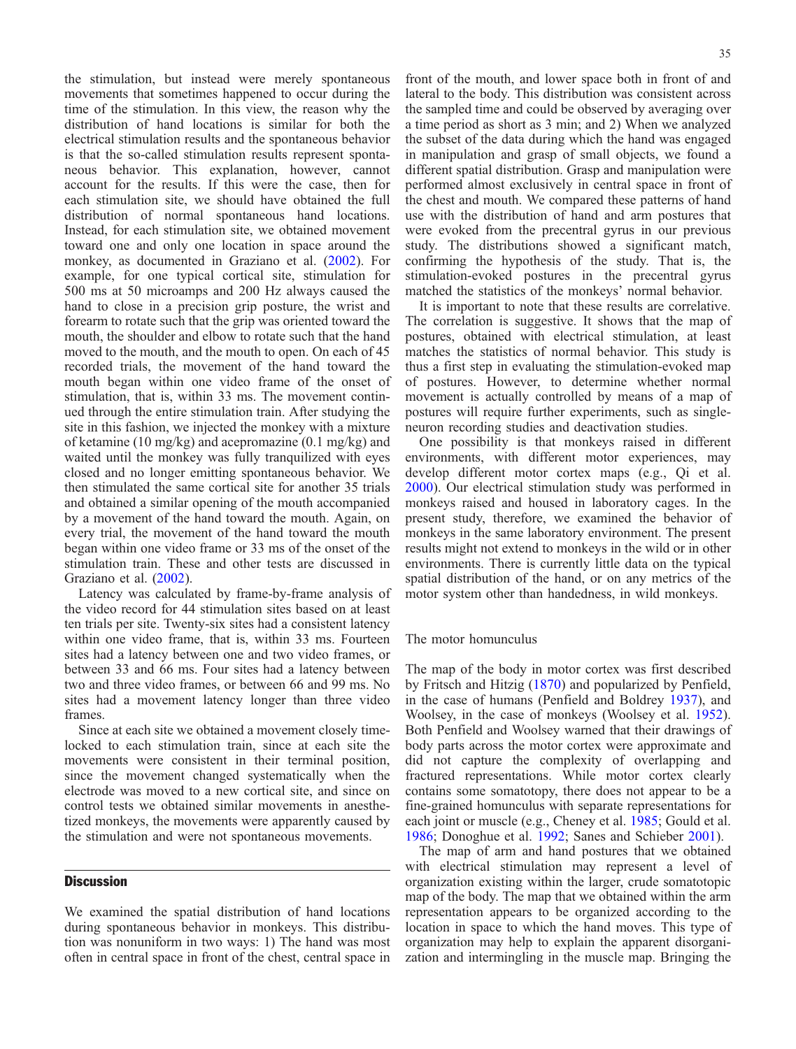the stimulation, but instead were merely spontaneous movements that sometimes happened to occur during the time of the stimulation. In this view, the reason why the distribution of hand locations is similar for both the electrical stimulation results and the spontaneous behavior is that the so-called stimulation results represent spontaneous behavior. This explanation, however, cannot account for the results. If this were the case, then for each stimulation site, we should have obtained the full distribution of normal spontaneous hand locations. Instead, for each stimulation site, we obtained movement toward one and only one location in space around the monkey, as documented in Graziano et al. (2002). For example, for one typical cortical site, stimulation for 500 ms at 50 microamps and 200 Hz always caused the hand to close in a precision grip posture, the wrist and forearm to rotate such that the grip was oriented toward the mouth, the shoulder and elbow to rotate such that the hand moved to the mouth, and the mouth to open. On each of 45 recorded trials, the movement of the hand toward the mouth began within one video frame of the onset of stimulation, that is, within 33 ms. The movement continued through the entire stimulation train. After studying the site in this fashion, we injected the monkey with a mixture of ketamine (10 mg/kg) and acepromazine (0.1 mg/kg) and waited until the monkey was fully tranquilized with eyes closed and no longer emitting spontaneous behavior. We then stimulated the same cortical site for another 35 trials and obtained a similar opening of the mouth accompanied by a movement of the hand toward the mouth. Again, on every trial, the movement of the hand toward the mouth began within one video frame or 33 ms of the onset of the stimulation train. These and other tests are discussed in Graziano et al. (2002).

Latency was calculated by frame-by-frame analysis of the video record for 44 stimulation sites based on at least ten trials per site. Twenty-six sites had a consistent latency within one video frame, that is, within 33 ms. Fourteen sites had a latency between one and two video frames, or between 33 and 66 ms. Four sites had a latency between two and three video frames, or between 66 and 99 ms. No sites had a movement latency longer than three video frames.

Since at each site we obtained a movement closely time-locked to each stimulation train, since at each site the movements were consistent in their terminal position, since the movement changed systematically when the electrode was moved to a new cortical site, and since on control tests we obtained similar movements in anesthetized monkeys, the movements were apparently caused by the stimulation and were not spontaneous movements.

## Discussion

We examined the spatial distribution of hand locations during spontaneous behavior in monkeys. This distribution was nonuniform in two ways: 1) The hand was most often in central space in front of the chest, central space in front of the mouth, and lower space both in front of and lateral to the body. This distribution was consistent across the sampled time and could be observed by averaging over a time period as short as 3 min; and 2) When we analyzed the subset of the data during which the hand was engaged in manipulation and grasp of small objects, we found a different spatial distribution. Grasp and manipulation were performed almost exclusively in central space in front of the chest and mouth. We compared these patterns of hand use with the distribution of hand and arm postures that were evoked from the precentral gyrus in our previous study. The distributions showed a significant match, confirming the hypothesis of the study. That is, the stimulation-evoked postures in the precentral gyrus matched the statistics of the monkeys' normal behavior.

It is important to note that these results are correlative. The correlation is suggestive. It shows that the map of postures, obtained with electrical stimulation, at least matches the statistics of normal behavior. This study is thus a first step in evaluating the stimulation-evoked map of postures. However, to determine whether normal movement is actually controlled by means of a map of postures will require further experiments, such as single-neuron recording studies and deactivation studies.

One possibility is that monkeys raised in different environments, with different motor experiences, may develop different motor cortex maps (e.g., Qi et al. 2000). Our electrical stimulation study was performed in monkeys raised and housed in laboratory cages. In the present study, therefore, we examined the behavior of monkeys in the same laboratory environment. The present results might not extend to monkeys in the wild or in other environments. There is currently little data on the typical spatial distribution of the hand, or on any metrics of the motor system other than handedness, in wild monkeys.

### The motor homunculus

The map of the body in motor cortex was first described by Fritsch and Hitzig (1870) and popularized by Penfield, in the case of humans (Penfield and Boldrey 1937), and Woolsey, in the case of monkeys (Woolsey et al. 1952). Both Penfield and Woolsey warned that their drawings of body parts across the motor cortex were approximate and did not capture the complexity of overlapping and fractured representations. While motor cortex clearly contains some somatotopy, there does not appear to be a fine-grained homunculus with separate representations for each joint or muscle (e.g., Cheney et al. 1985; Gould et al. 1986; Donoghue et al. 1992; Sanes and Schieber 2001).

The map of arm and hand postures that we obtained with electrical stimulation may represent a level of organization existing within the larger, crude somatotopic map of the body. The map that we obtained within the arm representation appears to be organized according to the location in space to which the hand moves. This type of organization may help to explain the apparent disorganization and intermingling in the muscle map. Bringing the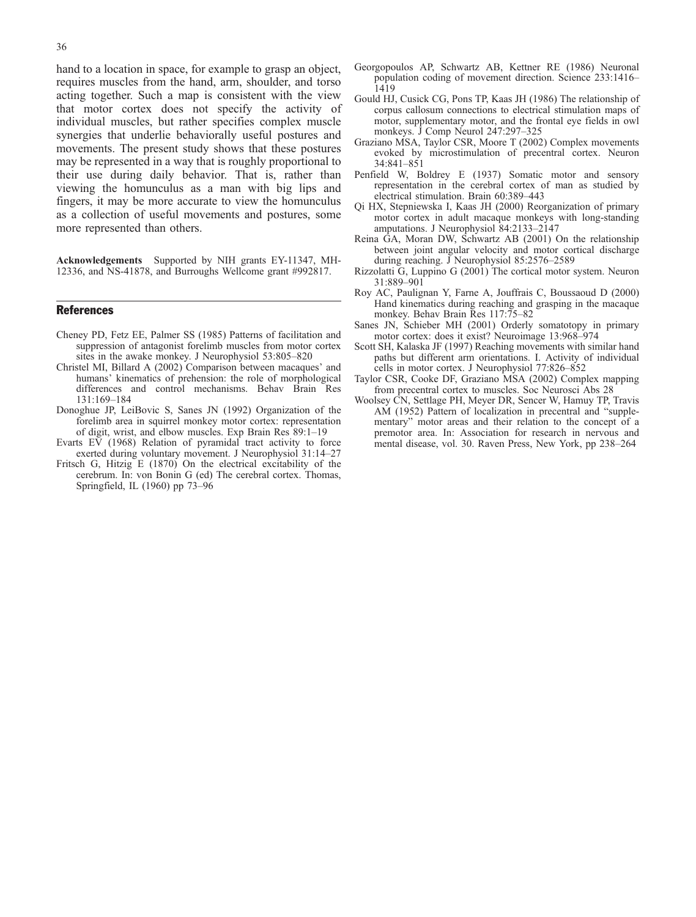hand to a location in space, for example to grasp an object, requires muscles from the hand, arm, shoulder, and torso acting together. Such a map is consistent with the view that motor cortex does not specify the activity of individual muscles, but rather specifies complex muscle synergies that underlie behaviorally useful postures and movements. The present study shows that these postures may be represented in a way that is roughly proportional to their use during daily behavior. That is, rather than viewing the homunculus as a man with big lips and fingers, it may be more accurate to view the homunculus as a collection of useful movements and postures, some more represented than others.

**Acknowledgements** Supported by NIH grants EY-11347, MH-12336, and NS-41878, and Burroughs Wellcome grant #992817.

## References

Cheney PD, Fetz EE, Palmer SS (1985) Patterns of facilitation and suppression of antagonist forelimb muscles from motor cortex sites in the awake monkey. J Neurophysiol 53:805–820

Christel MI, Billard A (2002) Comparison between macaques' and humans' kinematics of prehension: the role of morphological differences and control mechanisms. Behav Brain Res 131:169–184

Donoghue JP, LeiBovic S, Sanes JN (1992) Organization of the forelimb area in squirrel monkey motor cortex: representation of digit, wrist, and elbow muscles. Exp Brain Res 89:1–19

Evarts EV (1968) Relation of pyramidal tract activity to force exerted during voluntary movement. J Neurophysiol 31:14–27

Fritsch G, Hitzig E (1870) On the electrical excitability of the cerebrum. In: von Bonin G (ed) The cerebral cortex. Thomas, Springfield, IL (1960) pp 73–96

Georgopoulos AP, Schwartz AB, Kettner RE (1986) Neuronal population coding of movement direction. Science 233:1416–1419

Gould HJ, Cusick CG, Pons TP, Kaas JH (1986) The relationship of corpus callosum connections to electrical stimulation maps of motor, supplementary motor, and the frontal eye fields in owl monkeys. J Comp Neurol 247:297–325

Graziano MSA, Taylor CSR, Moore T (2002) Complex movements evoked by microstimulation of precentral cortex. Neuron 34:841–851

Penfield W, Boldrey E (1937) Somatic motor and sensory representation in the cerebral cortex of man as studied by electrical stimulation. Brain 60:389–443

Qi HX, Stepniewska I, Kaas JH (2000) Reorganization of primary motor cortex in adult macaque monkeys with long-standing amputations. J Neurophysiol 84:2133–2147

Reina GA, Moran DW, Schwartz AB (2001) On the relationship between joint angular velocity and motor cortical discharge during reaching. J Neurophysiol 85:2576–2589

Rizzolatti G, Luppino G (2001) The cortical motor system. Neuron 31:889–901

Roy AC, Paulignan Y, Farne A, Jouffrais C, Boussaoud D (2000) Hand kinematics during reaching and grasping in the macaque monkey. Behav Brain Res 117:75–82

Sanes JN, Schieber MH (2001) Orderly somatotopy in primary motor cortex: does it exist? Neuroimage 13:968–974

Scott SH, Kalaska JF (1997) Reaching movements with similar hand paths but different arm orientations. I. Activity of individual cells in motor cortex. J Neurophysiol 77:826–852

Taylor CSR, Cooke DF, Graziano MSA (2002) Complex mapping from precentral cortex to muscles. Soc Neurosci Abs 28

Woolsey CN, Settlage PH, Meyer DR, Sencer W, Hamuy TP, Travis AM (1952) Pattern of localization in precentral and "supplementary" motor areas and their relation to the concept of a premotor area. In: Association for research in nervous and mental disease, vol. 30. Raven Press, New York, pp 238–264